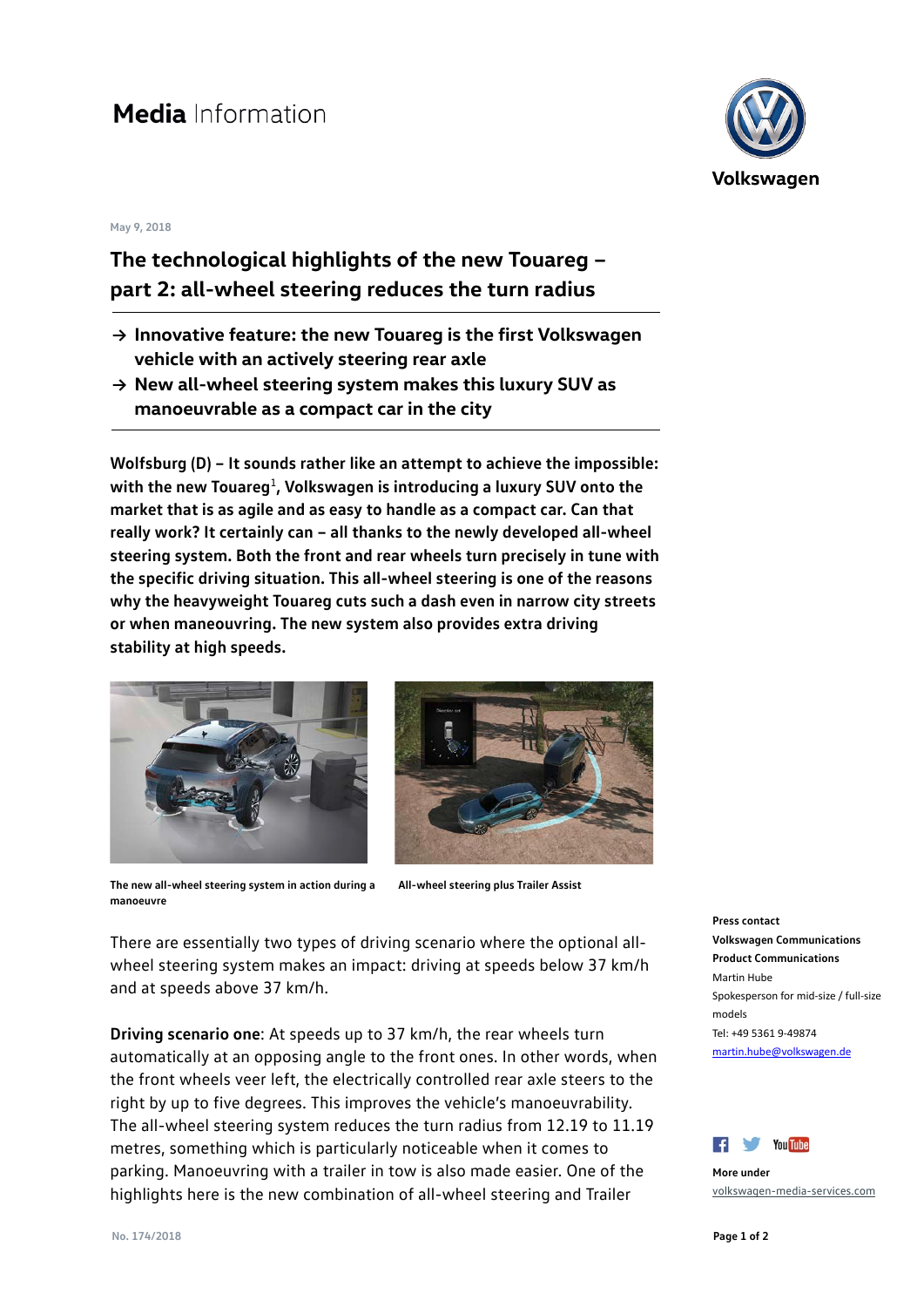# Media Information

May 9, 2018

## The technological highlights of the new Touareg – part 2: all-wheel steering reduces the turn radius

- → **Innovative feature: the new Touareg is the first Volkswagen vehicle with an actively steering rear axle**
- → **New all-wheel steering system makes this luxury SUV as manoeuvrable as a compact car in the city**

**Wolfsburg (D) – It sounds rather like an attempt to achieve the impossible: with the new Touareg[1], Volkswagen is introducing a luxury SUV onto the market that is as agile and as easy to handle as a compact car. Can that really work? It certainly can – all thanks to the newly developed all-wheel steering system. Both the front and rear wheels turn precisely in tune with the specific driving situation. This all-wheel steering is one of the reasons why the heavyweight Touareg cuts such a dash even in narrow city streets or when maneouvring. The new system also provides extra driving stability at high speeds.**

The new all-wheel steering system in action during a manoeuvre

All-wheel steering plus Trailer Assist

There are essentially two types of driving scenario where the optional all-wheel steering system makes an impact: driving at speeds below 37 km/h and at speeds above 37 km/h.

**Driving scenario one**: At speeds up to 37 km/h, the rear wheels turn automatically at an opposing angle to the front ones. In other words, when the front wheels veer left, the electrically controlled rear axle steers to the right by up to five degrees. This improves the vehicle's manoeuvrability. The all-wheel steering system reduces the turn radius from 12.19 to 11.19 metres, something which is particularly noticeable when it comes to parking. Manoeuvring with a trailer in tow is also made easier. One of the highlights here is the new combination of all-wheel steering and Trailer

**Press contact**
**Volkswagen Communications**
**Product Communications**
Martin Hube
Spokesperson for mid-size / full-size models
Tel: +49 5361 9-49874
martin.hube@volkswagen.de

**More under**
volkswagen-media-services.com

No. 174/2018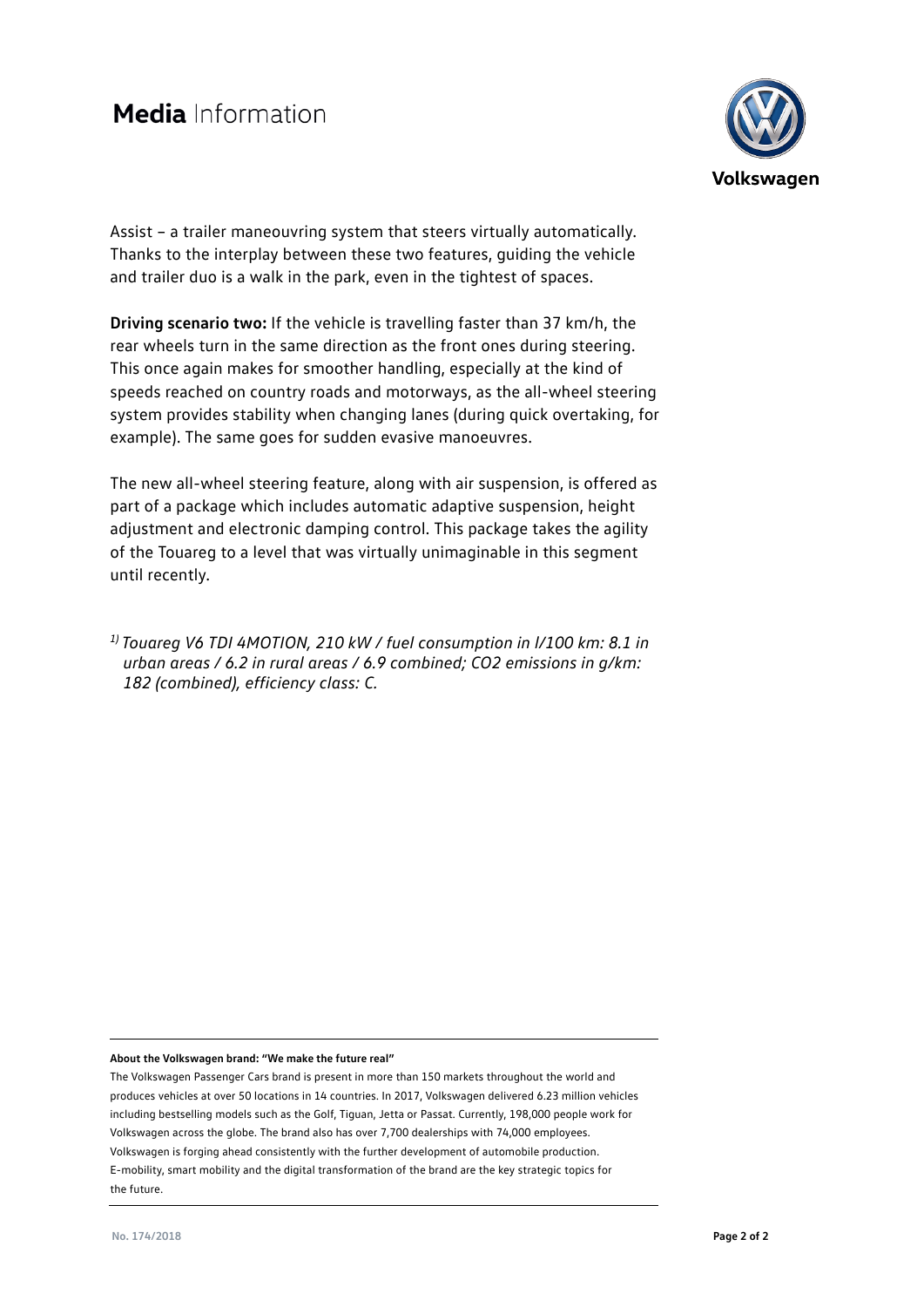Assist – a trailer maneouvring system that steers virtually automatically. Thanks to the interplay between these two features, guiding the vehicle and trailer duo is a walk in the park, even in the tightest of spaces.

**Driving scenario two:** If the vehicle is travelling faster than 37 km/h, the rear wheels turn in the same direction as the front ones during steering. This once again makes for smoother handling, especially at the kind of speeds reached on country roads and motorways, as the all-wheel steering system provides stability when changing lanes (during quick overtaking, for example). The same goes for sudden evasive manoeuvres.

The new all-wheel steering feature, along with air suspension, is offered as part of a package which includes automatic adaptive suspension, height adjustment and electronic damping control. This package takes the agility of the Touareg to a level that was virtually unimaginable in this segment until recently.

*[1)] Touareg V6 TDI 4MOTION, 210 kW / fuel consumption in l/100 km: 8.1 in urban areas / 6.2 in rural areas / 6.9 combined; $CO_2$ emissions in g/km: 182 (combined), efficiency class: C.*

---

**About the Volkswagen brand: "We make the future real"**

The Volkswagen Passenger Cars brand is present in more than 150 markets throughout the world and produces vehicles at over 50 locations in 14 countries. In 2017, Volkswagen delivered 6.23 million vehicles including bestselling models such as the Golf, Tiguan, Jetta or Passat. Currently, 198,000 people work for Volkswagen across the globe. The brand also has over 7,700 dealerships with 74,000 employees. Volkswagen is forging ahead consistently with the further development of automobile production. E-mobility, smart mobility and the digital transformation of the brand are the key strategic topics for the future.

No. 174/2018